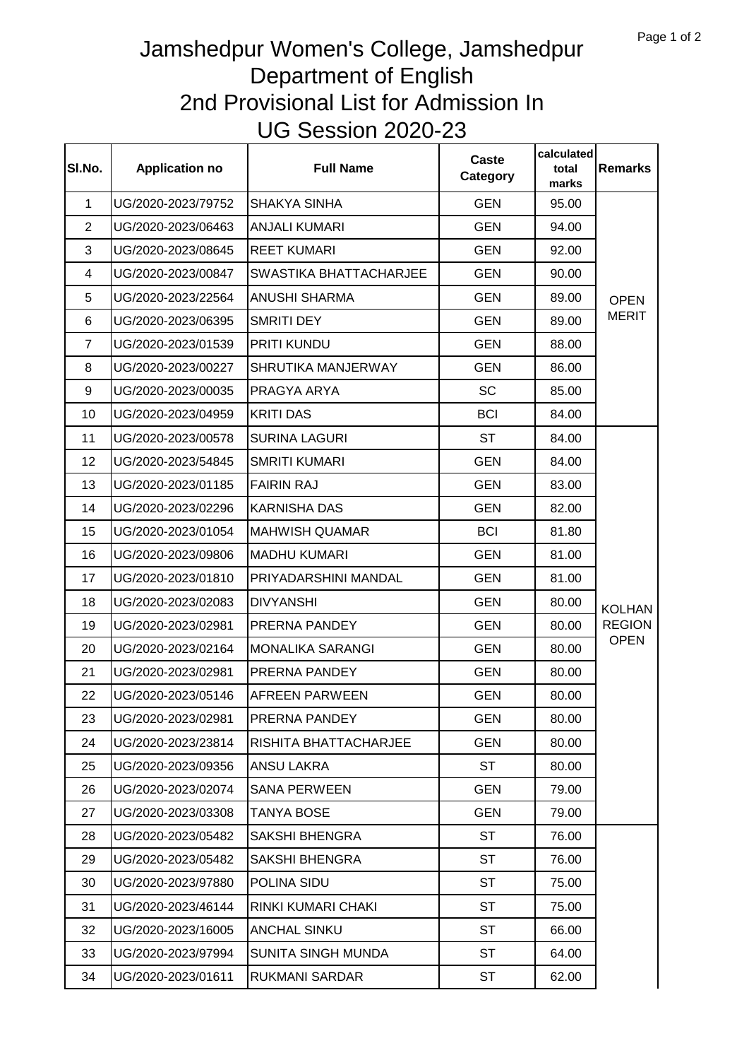# Jamshedpur Women's College, Jamshedpur
## Department of English
## 2nd Provisional List for Admission In
## UG Session 2020-23

| Sl.No. | Application no | Full Name | Caste Category | calculated total marks | Remarks |
|---|---|---|---|---|---|
| 1 | UG/2020-2023/79752 | SHAKYA SINHA | GEN | 95.00 | OPEN MERIT |
| 2 | UG/2020-2023/06463 | ANJALI KUMARI | GEN | 94.00 | |
| 3 | UG/2020-2023/08645 | REET KUMARI | GEN | 92.00 | |
| 4 | UG/2020-2023/00847 | SWASTIKA BHATTACHARJEE | GEN | 90.00 | |
| 5 | UG/2020-2023/22564 | ANUSHI SHARMA | GEN | 89.00 | |
| 6 | UG/2020-2023/06395 | SMRITI DEY | GEN | 89.00 | |
| 7 | UG/2020-2023/01539 | PRITI KUNDU | GEN | 88.00 | |
| 8 | UG/2020-2023/00227 | SHRUTIKA MANJERWAY | GEN | 86.00 | |
| 9 | UG/2020-2023/00035 | PRAGYA ARYA | SC | 85.00 | |
| 10 | UG/2020-2023/04959 | KRITI DAS | BCI | 84.00 | |
| 11 | UG/2020-2023/00578 | SURINA LAGURI | ST | 84.00 | KOLHAN REGION OPEN |
| 12 | UG/2020-2023/54845 | SMRITI KUMARI | GEN | 84.00 | |
| 13 | UG/2020-2023/01185 | FAIRIN RAJ | GEN | 83.00 | |
| 14 | UG/2020-2023/02296 | KARNISHA DAS | GEN | 82.00 | |
| 15 | UG/2020-2023/01054 | MAHWISH QUAMAR | BCI | 81.80 | |
| 16 | UG/2020-2023/09806 | MADHU KUMARI | GEN | 81.00 | |
| 17 | UG/2020-2023/01810 | PRIYADARSHINI MANDAL | GEN | 81.00 | |
| 18 | UG/2020-2023/02083 | DIVYANSHI | GEN | 80.00 | |
| 19 | UG/2020-2023/02981 | PRERNA PANDEY | GEN | 80.00 | |
| 20 | UG/2020-2023/02164 | MONALIKA SARANGI | GEN | 80.00 | |
| 21 | UG/2020-2023/02981 | PRERNA PANDEY | GEN | 80.00 | |
| 22 | UG/2020-2023/05146 | AFREEN PARWEEN | GEN | 80.00 | |
| 23 | UG/2020-2023/02981 | PRERNA PANDEY | GEN | 80.00 | |
| 24 | UG/2020-2023/23814 | RISHITA BHATTACHARJEE | GEN | 80.00 | |
| 25 | UG/2020-2023/09356 | ANSU LAKRA | ST | 80.00 | |
| 26 | UG/2020-2023/02074 | SANA PERWEEN | GEN | 79.00 | |
| 27 | UG/2020-2023/03308 | TANYA BOSE | GEN | 79.00 | |
| 28 | UG/2020-2023/05482 | SAKSHI BHENGRA | ST | 76.00 | |
| 29 | UG/2020-2023/05482 | SAKSHI BHENGRA | ST | 76.00 | |
| 30 | UG/2020-2023/97880 | POLINA SIDU | ST | 75.00 | |
| 31 | UG/2020-2023/46144 | RINKI KUMARI CHAKI | ST | 75.00 | |
| 32 | UG/2020-2023/16005 | ANCHAL SINKU | ST | 66.00 | |
| 33 | UG/2020-2023/97994 | SUNITA SINGH MUNDA | ST | 64.00 | |
| 34 | UG/2020-2023/01611 | RUKMANI SARDAR | ST | 62.00 | |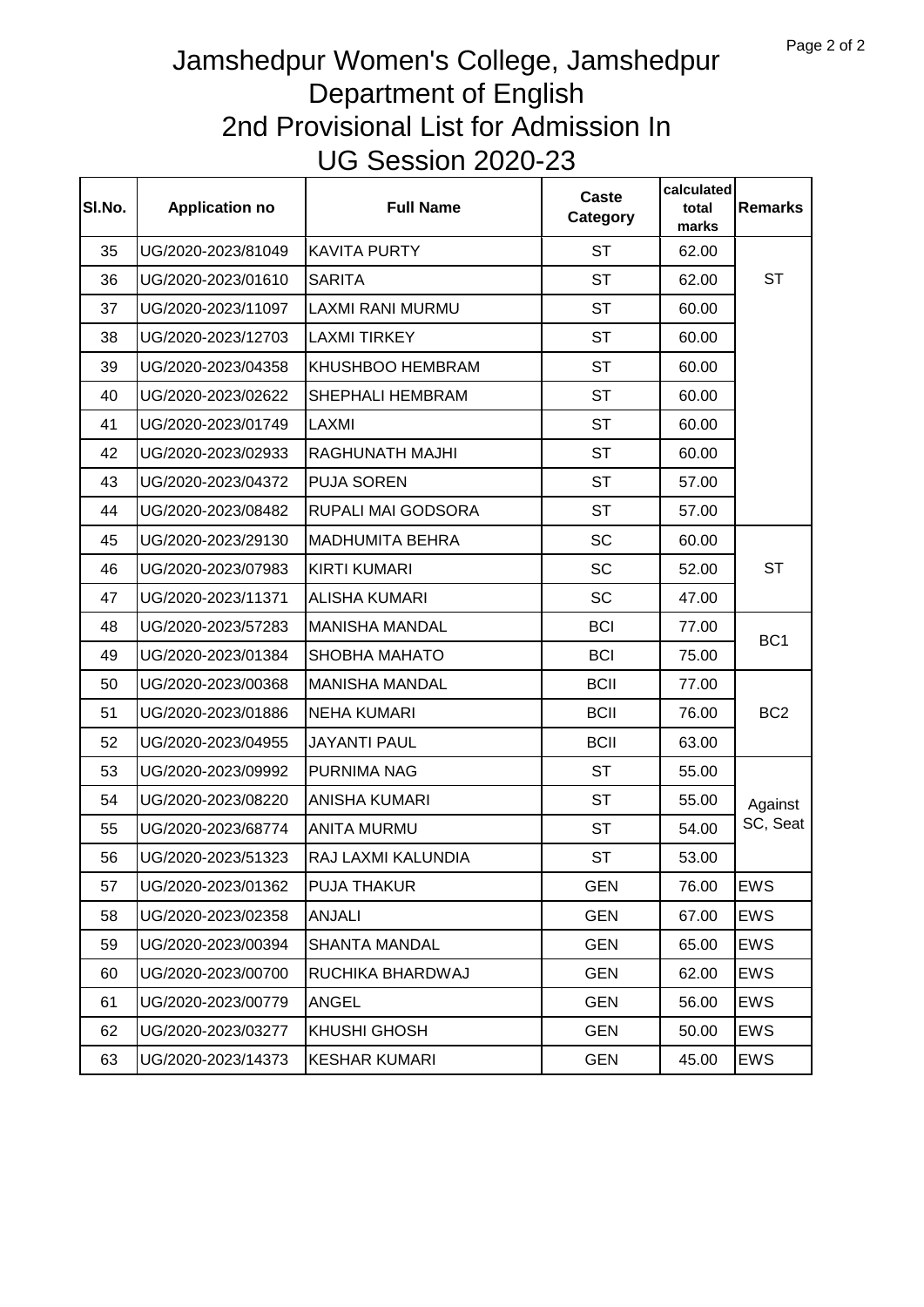# Jamshedpur Women's College, Jamshedpur
## Department of English
## 2nd Provisional List for Admission In
## UG Session 2020-23

| Sl.No. | Application no | Full Name | Caste Category | calculated total marks | Remarks |
|---|---|---|---|---|---|
| 35 | UG/2020-2023/81049 | KAVITA PURTY | ST | 62.00 | ST |
| 36 | UG/2020-2023/01610 | SARITA | ST | 62.00 | |
| 37 | UG/2020-2023/11097 | LAXMI RANI MURMU | ST | 60.00 | |
| 38 | UG/2020-2023/12703 | LAXMI TIRKEY | ST | 60.00 | |
| 39 | UG/2020-2023/04358 | KHUSHBOO HEMBRAM | ST | 60.00 | |
| 40 | UG/2020-2023/02622 | SHEPHALI HEMBRAM | ST | 60.00 | |
| 41 | UG/2020-2023/01749 | LAXMI | ST | 60.00 | |
| 42 | UG/2020-2023/02933 | RAGHUNATH MAJHI | ST | 60.00 | |
| 43 | UG/2020-2023/04372 | PUJA SOREN | ST | 57.00 | |
| 44 | UG/2020-2023/08482 | RUPALI MAI GODSORA | ST | 57.00 | |
| 45 | UG/2020-2023/29130 | MADHUMITA BEHRA | SC | 60.00 | ST |
| 46 | UG/2020-2023/07983 | KIRTI KUMARI | SC | 52.00 | |
| 47 | UG/2020-2023/11371 | ALISHA KUMARI | SC | 47.00 | |
| 48 | UG/2020-2023/57283 | MANISHA MANDAL | BCI | 77.00 | BC1 |
| 49 | UG/2020-2023/01384 | SHOBHA MAHATO | BCI | 75.00 | |
| 50 | UG/2020-2023/00368 | MANISHA MANDAL | BCII | 77.00 | BC2 |
| 51 | UG/2020-2023/01886 | NEHA KUMARI | BCII | 76.00 | |
| 52 | UG/2020-2023/04955 | JAYANTI PAUL | BCII | 63.00 | |
| 53 | UG/2020-2023/09992 | PURNIMA NAG | ST | 55.00 | Against SC, Seat |
| 54 | UG/2020-2023/08220 | ANISHA KUMARI | ST | 55.00 | |
| 55 | UG/2020-2023/68774 | ANITA MURMU | ST | 54.00 | |
| 56 | UG/2020-2023/51323 | RAJ LAXMI KALUNDIA | ST | 53.00 | |
| 57 | UG/2020-2023/01362 | PUJA THAKUR | GEN | 76.00 | EWS |
| 58 | UG/2020-2023/02358 | ANJALI | GEN | 67.00 | EWS |
| 59 | UG/2020-2023/00394 | SHANTA MANDAL | GEN | 65.00 | EWS |
| 60 | UG/2020-2023/00700 | RUCHIKA BHARDWAJ | GEN | 62.00 | EWS |
| 61 | UG/2020-2023/00779 | ANGEL | GEN | 56.00 | EWS |
| 62 | UG/2020-2023/03277 | KHUSHI GHOSH | GEN | 50.00 | EWS |
| 63 | UG/2020-2023/14373 | KESHAR KUMARI | GEN | 45.00 | EWS |